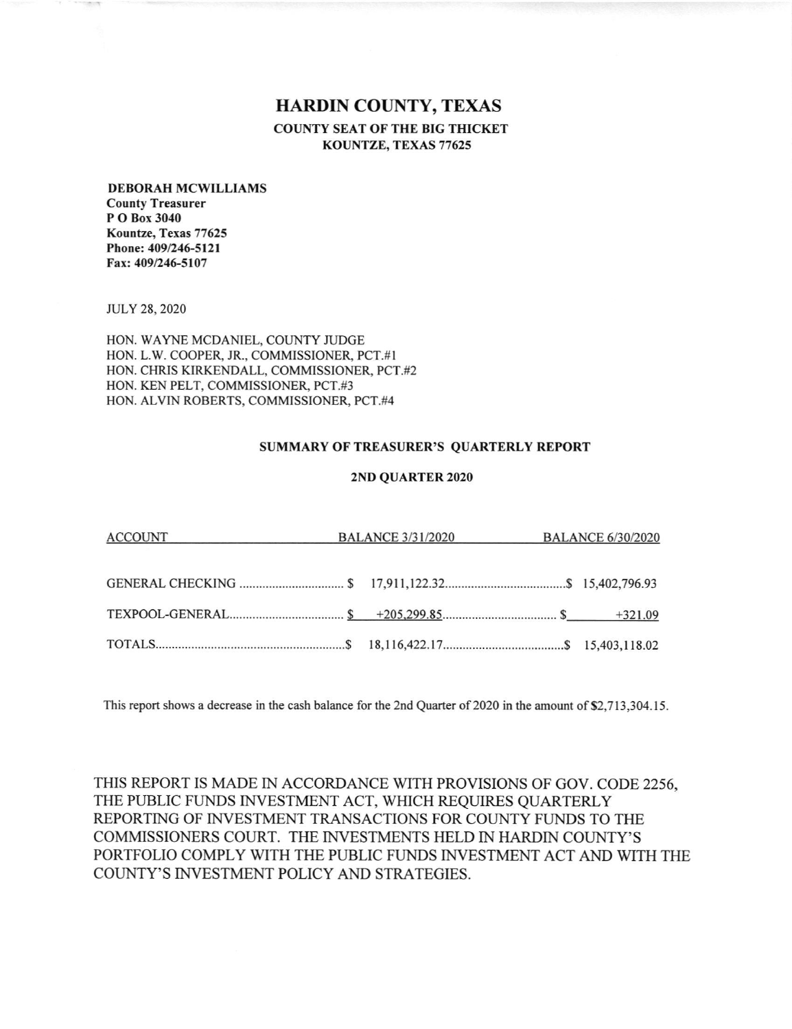# HARDIN COUNTY, TEXAS

**COUNTY SEAT OF THE BIG THICKET**
**KOUNTZE, TEXAS 77625**

**DEBORAH MCWILLIAMS**
**County Treasurer**
**P O Box 3040**
**Kountze, Texas 77625**
**Phone: 409/246-5121**
**Fax: 409/246-5107**

JULY 28, 2020

HON. WAYNE MCDANIEL, COUNTY JUDGE
HON. L.W. COOPER, JR., COMMISSIONER, PCT.#1
HON. CHRIS KIRKENDALL, COMMISSIONER, PCT.#2
HON. KEN PELT, COMMISSIONER, PCT.#3
HON. ALVIN ROBERTS, COMMISSIONER, PCT.#4

### SUMMARY OF TREASURER'S QUARTERLY REPORT

### 2ND QUARTER 2020

| ACCOUNT | BALANCE 3/31/2020 | BALANCE 6/30/2020 |
|---|---|---|
| GENERAL CHECKING | $ 17,911,122.32 | $ 15,402,796.93 |
| TEXPOOL-GENERAL | $ +205,299.85 | $ +321.09 |
| TOTALS | $ 18,116,422.17 | $ 15,403,118.02 |

This report shows a decrease in the cash balance for the 2nd Quarter of 2020 in the amount of $2,713,304.15.

THIS REPORT IS MADE IN ACCORDANCE WITH PROVISIONS OF GOV. CODE 2256, THE PUBLIC FUNDS INVESTMENT ACT, WHICH REQUIRES QUARTERLY REPORTING OF INVESTMENT TRANSACTIONS FOR COUNTY FUNDS TO THE COMMISSIONERS COURT. THE INVESTMENTS HELD IN HARDIN COUNTY'S PORTFOLIO COMPLY WITH THE PUBLIC FUNDS INVESTMENT ACT AND WITH THE COUNTY'S INVESTMENT POLICY AND STRATEGIES.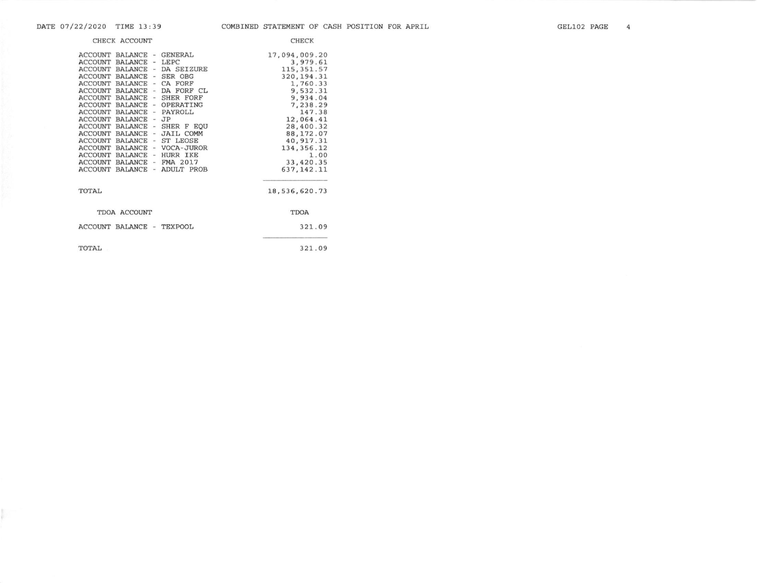DATE 07/22/2020 TIME 13:39 COMBINED STATEMENT OF CASH POSITION FOR APRIL

| CHECK ACCOUNT | CHECK |
|---|---|
| ACCOUNT BALANCE - GENERAL | 17,094,009.20 |
| ACCOUNT BALANCE - LEPC | 3,979.61 |
| ACCOUNT BALANCE - DA SEIZURE | 115,351.57 |
| ACCOUNT BALANCE - SER OBG | 320,194.31 |
| ACCOUNT BALANCE - CA FORF | 1,760.33 |
| ACCOUNT BALANCE - DA FORF CL | 9,532.31 |
| ACCOUNT BALANCE - SHER FORF | 9,934.04 |
| ACCOUNT BALANCE - OPERATING | 7,238.29 |
| ACCOUNT BALANCE - PAYROLL | 147.38 |
| ACCOUNT BALANCE - JP | 12,064.41 |
| ACCOUNT BALANCE - SHER F EQU | 28,400.32 |
| ACCOUNT BALANCE - JAIL COMM | 88,172.07 |
| ACCOUNT BALANCE - ST LEOSE | 40,917.31 |
| ACCOUNT BALANCE - VOCA-JUROR | 134,356.12 |
| ACCOUNT BALANCE - HURR IKE | 1.00 |
| ACCOUNT BALANCE - FMA 2017 | 33,420.35 |
| ACCOUNT BALANCE - ADULT PROB | 637,142.11 |
| TOTAL | 18,536,620.73 |

| TDOA ACCOUNT | TDOA |
|---|---|
| ACCOUNT BALANCE - TEXPOOL | 321.09 |
| TOTAL | 321.09 |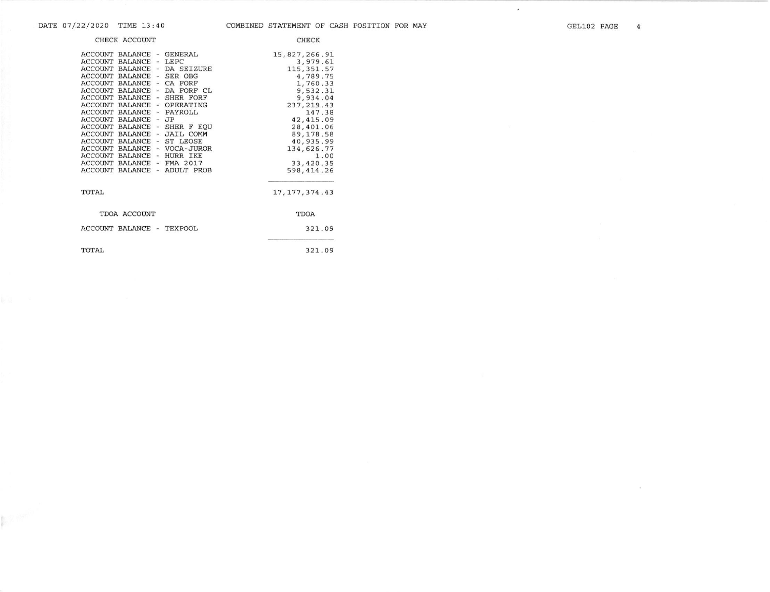# COMBINED STATEMENT OF CASH POSITION FOR MAY

| CHECK ACCOUNT | CHECK |
| --- | --- |
| ACCOUNT BALANCE - GENERAL | 15,827,266.91 |
| ACCOUNT BALANCE - LEPC | 3,979.61 |
| ACCOUNT BALANCE - DA SEIZURE | 115,351.57 |
| ACCOUNT BALANCE - SER OBG | 4,789.75 |
| ACCOUNT BALANCE - CA FORF | 1,760.33 |
| ACCOUNT BALANCE - DA FORF CL | 9,532.31 |
| ACCOUNT BALANCE - SHER FORF | 9,934.04 |
| ACCOUNT BALANCE - OPERATING | 237,219.43 |
| ACCOUNT BALANCE - PAYROLL | 147.38 |
| ACCOUNT BALANCE - JP | 42,415.09 |
| ACCOUNT BALANCE - SHER F EQU | 28,401.06 |
| ACCOUNT BALANCE - JAIL COMM | 89,178.58 |
| ACCOUNT BALANCE - ST LEOSE | 40,935.99 |
| ACCOUNT BALANCE - VOCA-JUROR | 134,626.77 |
| ACCOUNT BALANCE - HURR IKE | 1.00 |
| ACCOUNT BALANCE - FMA 2017 | 33,420.35 |
| ACCOUNT BALANCE - ADULT PROB | 598,414.26 |
| TOTAL | 17,177,374.43 |

| TDOA ACCOUNT | TDOA |
| --- | --- |
| ACCOUNT BALANCE - TEXPOOL | 321.09 |
| TOTAL | 321.09 |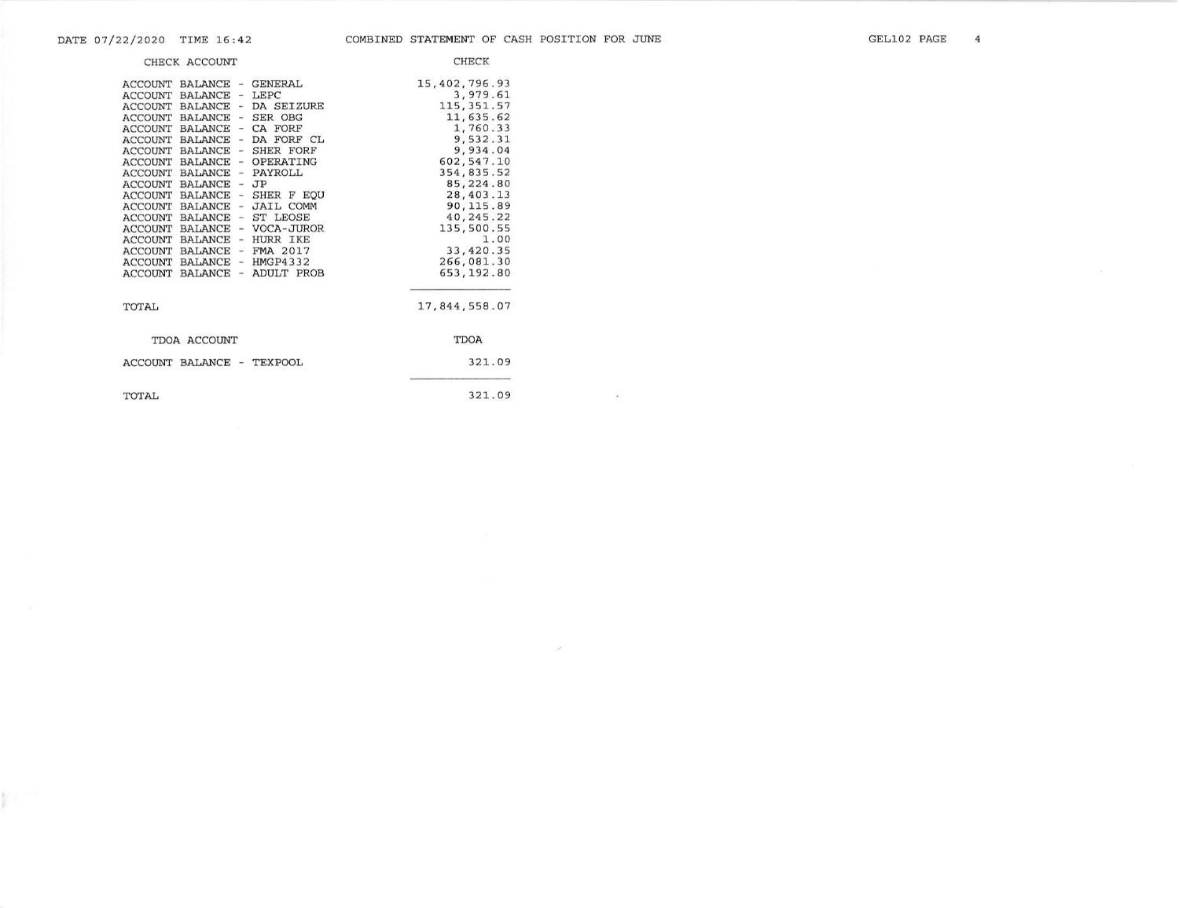DATE 07/22/2020 TIME 16:42

# COMBINED STATEMENT OF CASH POSITION FOR JUNE

| CHECK ACCOUNT | CHECK |
|---|---|
| ACCOUNT BALANCE - GENERAL | 15,402,796.93 |
| ACCOUNT BALANCE - LEPC | 3,979.61 |
| ACCOUNT BALANCE - DA SEIZURE | 115,351.57 |
| ACCOUNT BALANCE - SER OBG | 11,635.62 |
| ACCOUNT BALANCE - CA FORF | 1,760.33 |
| ACCOUNT BALANCE - DA FORF CL | 9,532.31 |
| ACCOUNT BALANCE - SHER FORF | 9,934.04 |
| ACCOUNT BALANCE - OPERATING | 602,547.10 |
| ACCOUNT BALANCE - PAYROLL | 354,835.52 |
| ACCOUNT BALANCE - JP | 85,224.80 |
| ACCOUNT BALANCE - SHER F EQU | 28,403.13 |
| ACCOUNT BALANCE - JAIL COMM | 90,115.89 |
| ACCOUNT BALANCE - ST LEOSE | 40,245.22 |
| ACCOUNT BALANCE - VOCA-JUROR | 135,500.55 |
| ACCOUNT BALANCE - HURR IKE | 1.00 |
| ACCOUNT BALANCE - FMA 2017 | 33,420.35 |
| ACCOUNT BALANCE - HMGP4332 | 266,081.30 |
| ACCOUNT BALANCE - ADULT PROB | 653,192.80 |
| TOTAL | 17,844,558.07 |

| TDOA ACCOUNT | TDOA |
|---|---|
| ACCOUNT BALANCE - TEXPOOL | 321.09 |
| TOTAL | 321.09 |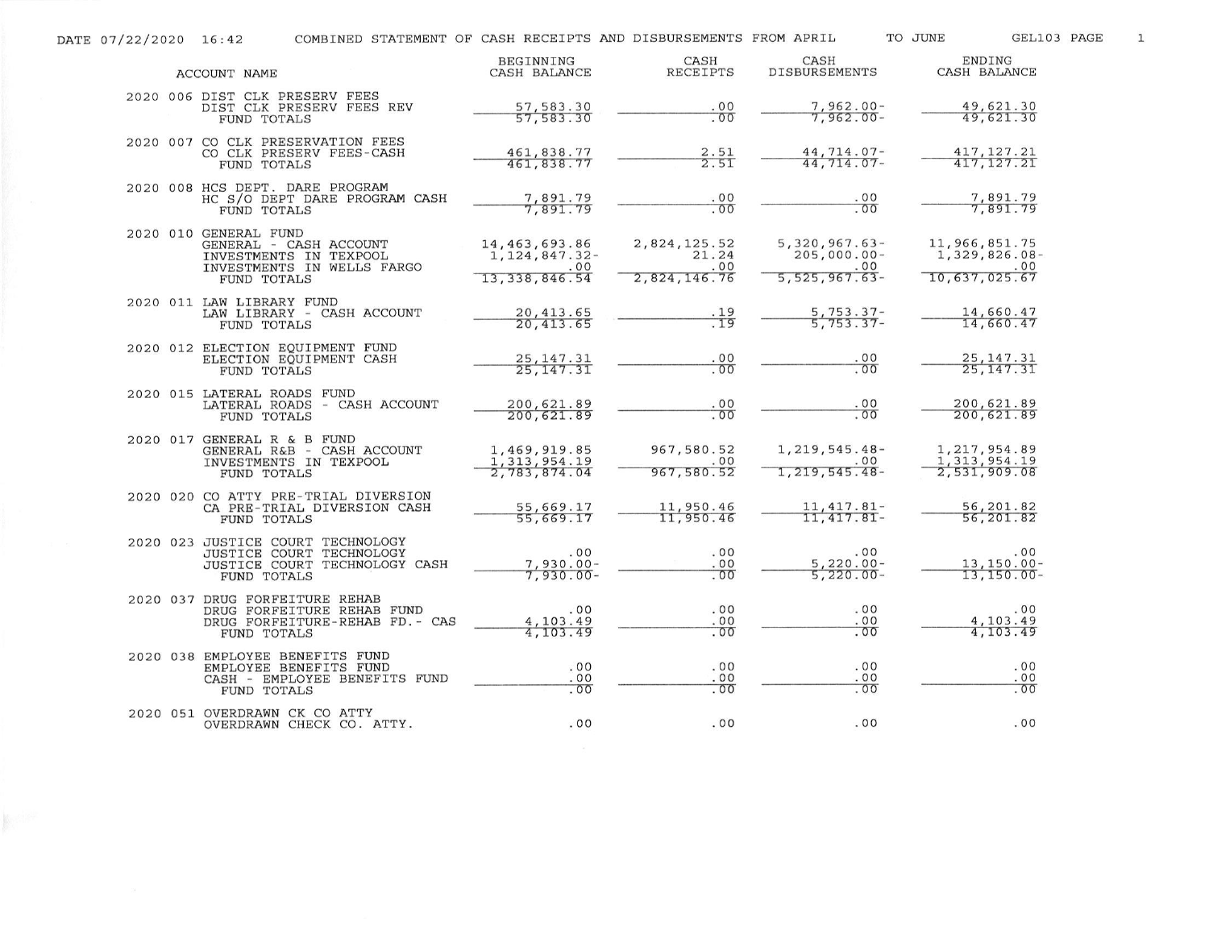DATE 07/22/2020 16:42 COMBINED STATEMENT OF CASH RECEIPTS AND DISBURSEMENTS FROM APRIL TO JUNE GEL103 PAGE 1

| ACCOUNT NAME | BEGINNING CASH BALANCE | CASH RECEIPTS | CASH DISBURSEMENTS | ENDING CASH BALANCE |
|---|---|---|---|---|
| 2020 006 DIST CLK PRESERV FEES | | | | |
| DIST CLK PRESERV FEES REV | 57,583.30 | .00 | 7,962.00- | 49,621.30 |
| FUND TOTALS | 57,583.30 | .00 | 7,962.00- | 49,621.30 |
| 2020 007 CO CLK PRESERVATION FEES | | | | |
| CO CLK PRESERV FEES-CASH | 461,838.77 | 2.51 | 44,714.07- | 417,127.21 |
| FUND TOTALS | 461,838.77 | 2.51 | 44,714.07- | 417,127.21 |
| 2020 008 HCS DEPT. DARE PROGRAM | | | | |
| HC S/O DEPT DARE PROGRAM CASH | 7,891.79 | .00 | .00 | 7,891.79 |
| FUND TOTALS | 7,891.79 | .00 | .00 | 7,891.79 |
| 2020 010 GENERAL FUND | | | | |
| GENERAL - CASH ACCOUNT | 14,463,693.86 | 2,824,125.52 | 5,320,967.63- | 11,966,851.75 |
| INVESTMENTS IN TEXPOOL | 1,124,847.32- | 21.24 | 205,000.00- | 1,329,826.08- |
| INVESTMENTS IN WELLS FARGO | .00 | .00 | .00 | .00 |
| FUND TOTALS | 13,338,846.54 | 2,824,146.76 | 5,525,967.63- | 10,637,025.67 |
| 2020 011 LAW LIBRARY FUND | | | | |
| LAW LIBRARY - CASH ACCOUNT | 20,413.65 | .19 | 5,753.37- | 14,660.47 |
| FUND TOTALS | 20,413.65 | .19 | 5,753.37- | 14,660.47 |
| 2020 012 ELECTION EQUIPMENT FUND | | | | |
| ELECTION EQUIPMENT CASH | 25,147.31 | .00 | .00 | 25,147.31 |
| FUND TOTALS | 25,147.31 | .00 | .00 | 25,147.31 |
| 2020 015 LATERAL ROADS FUND | | | | |
| LATERAL ROADS - CASH ACCOUNT | 200,621.89 | .00 | .00 | 200,621.89 |
| FUND TOTALS | 200,621.89 | .00 | .00 | 200,621.89 |
| 2020 017 GENERAL R & B FUND | | | | |
| GENERAL R&B - CASH ACCOUNT | 1,469,919.85 | 967,580.52 | 1,219,545.48- | 1,217,954.89 |
| INVESTMENTS IN TEXPOOL | 1,313,954.19 | .00 | .00 | 1,313,954.19 |
| FUND TOTALS | 2,783,874.04 | 967,580.52 | 1,219,545.48- | 2,531,909.08 |
| 2020 020 CO ATTY PRE-TRIAL DIVERSION | | | | |
| CA PRE-TRIAL DIVERSION CASH | 55,669.17 | 11,950.46 | 11,417.81- | 56,201.82 |
| FUND TOTALS | 55,669.17 | 11,950.46 | 11,417.81- | 56,201.82 |
| 2020 023 JUSTICE COURT TECHNOLOGY | | | | |
| JUSTICE COURT TECHNOLOGY | .00 | .00 | .00 | .00 |
| JUSTICE COURT TECHNOLOGY CASH | 7,930.00- | .00 | 5,220.00- | 13,150.00- |
| FUND TOTALS | 7,930.00- | .00 | 5,220.00- | 13,150.00- |
| 2020 037 DRUG FORFEITURE REHAB | | | | |
| DRUG FORFEITURE REHAB FUND | .00 | .00 | .00 | .00 |
| DRUG FORFEITURE-REHAB FD.- CAS | 4,103.49 | .00 | .00 | 4,103.49 |
| FUND TOTALS | 4,103.49 | .00 | .00 | 4,103.49 |
| 2020 038 EMPLOYEE BENEFITS FUND | | | | |
| EMPLOYEE BENEFITS FUND | .00 | .00 | .00 | .00 |
| CASH - EMPLOYEE BENEFITS FUND | .00 | .00 | .00 | .00 |
| FUND TOTALS | .00 | .00 | .00 | .00 |
| 2020 051 OVERDRAWN CK CO ATTY | | | | |
| OVERDRAWN CHECK CO. ATTY. | .00 | .00 | .00 | .00 |